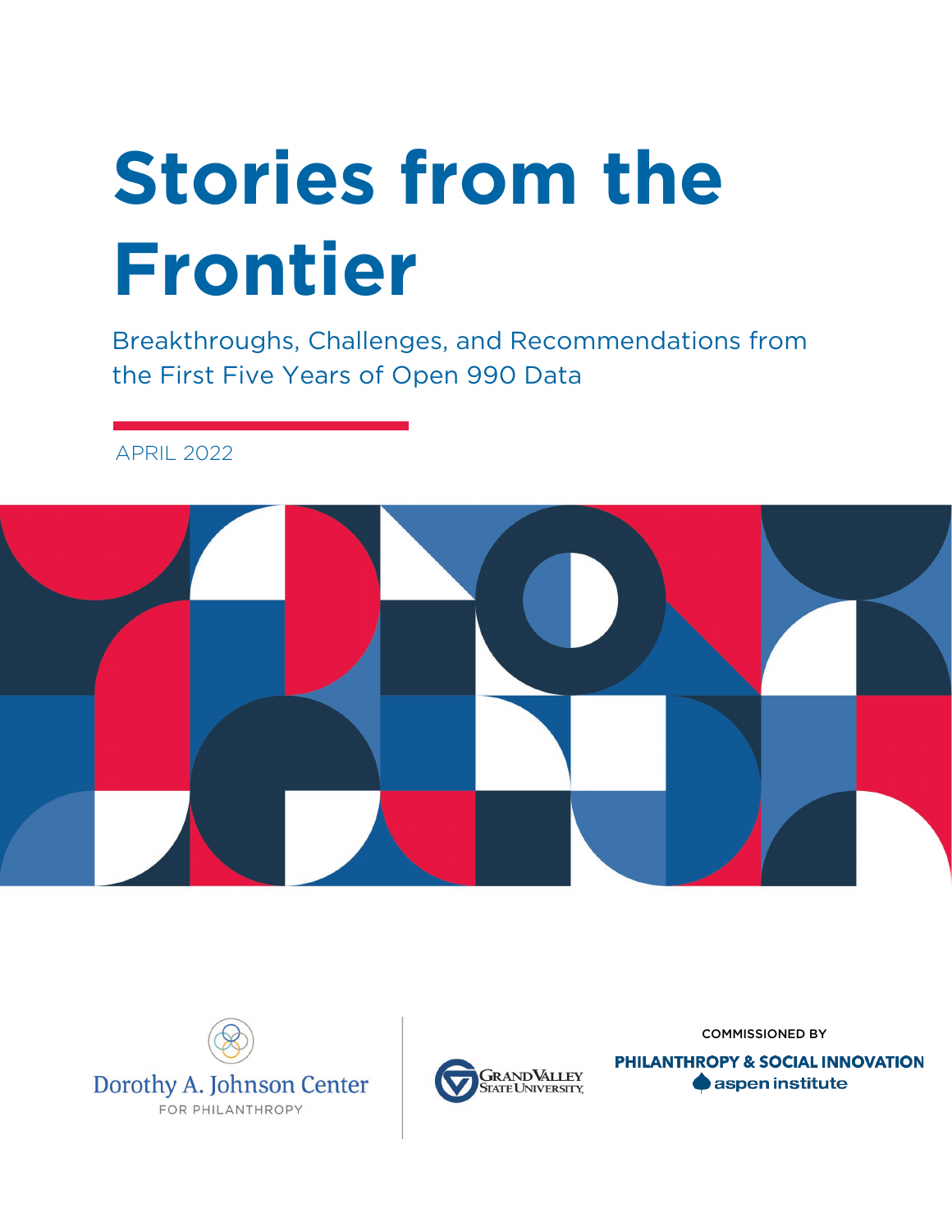# Stories from the Frontier

Breakthroughs, Challenges, and Recommendations from the First Five Years of Open 990 Data

APRIL 2022

Dorothy A. Johnson Center FOR PHILANTHROPY

Grand Valley State University

COMMISSIONED BY

PHILANTHROPY & SOCIAL INNOVATION

aspen institute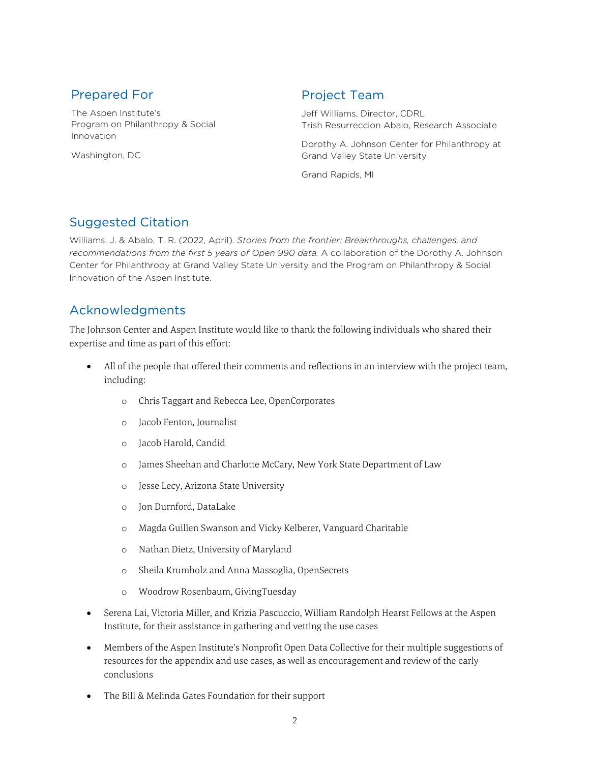## Prepared For

The Aspen Institute's
Program on Philanthropy & Social Innovation

Washington, DC

## Project Team

Jeff Williams, Director, CDRL
Trish Resurreccion Abalo, Research Associate

Dorothy A. Johnson Center for Philanthropy at Grand Valley State University

Grand Rapids, MI

## Suggested Citation

Williams, J. & Abalo, T. R. (2022, April). *Stories from the frontier: Breakthroughs, challenges, and recommendations from the first 5 years of Open 990 data.* A collaboration of the Dorothy A. Johnson Center for Philanthropy at Grand Valley State University and the Program on Philanthropy & Social Innovation of the Aspen Institute.

## Acknowledgments

The Johnson Center and Aspen Institute would like to thank the following individuals who shared their expertise and time as part of this effort:

- All of the people that offered their comments and reflections in an interview with the project team, including:
  - Chris Taggart and Rebecca Lee, OpenCorporates
  - Jacob Fenton, Journalist
  - Jacob Harold, Candid
  - James Sheehan and Charlotte McCary, New York State Department of Law
  - Jesse Lecy, Arizona State University
  - Jon Durnford, DataLake
  - Magda Guillen Swanson and Vicky Kelberer, Vanguard Charitable
  - Nathan Dietz, University of Maryland
  - Sheila Krumholz and Anna Massoglia, OpenSecrets
  - Woodrow Rosenbaum, GivingTuesday
- Serena Lai, Victoria Miller, and Krizia Pascuccio, William Randolph Hearst Fellows at the Aspen Institute, for their assistance in gathering and vetting the use cases
- Members of the Aspen Institute's Nonprofit Open Data Collective for their multiple suggestions of resources for the appendix and use cases, as well as encouragement and review of the early conclusions
- The Bill & Melinda Gates Foundation for their support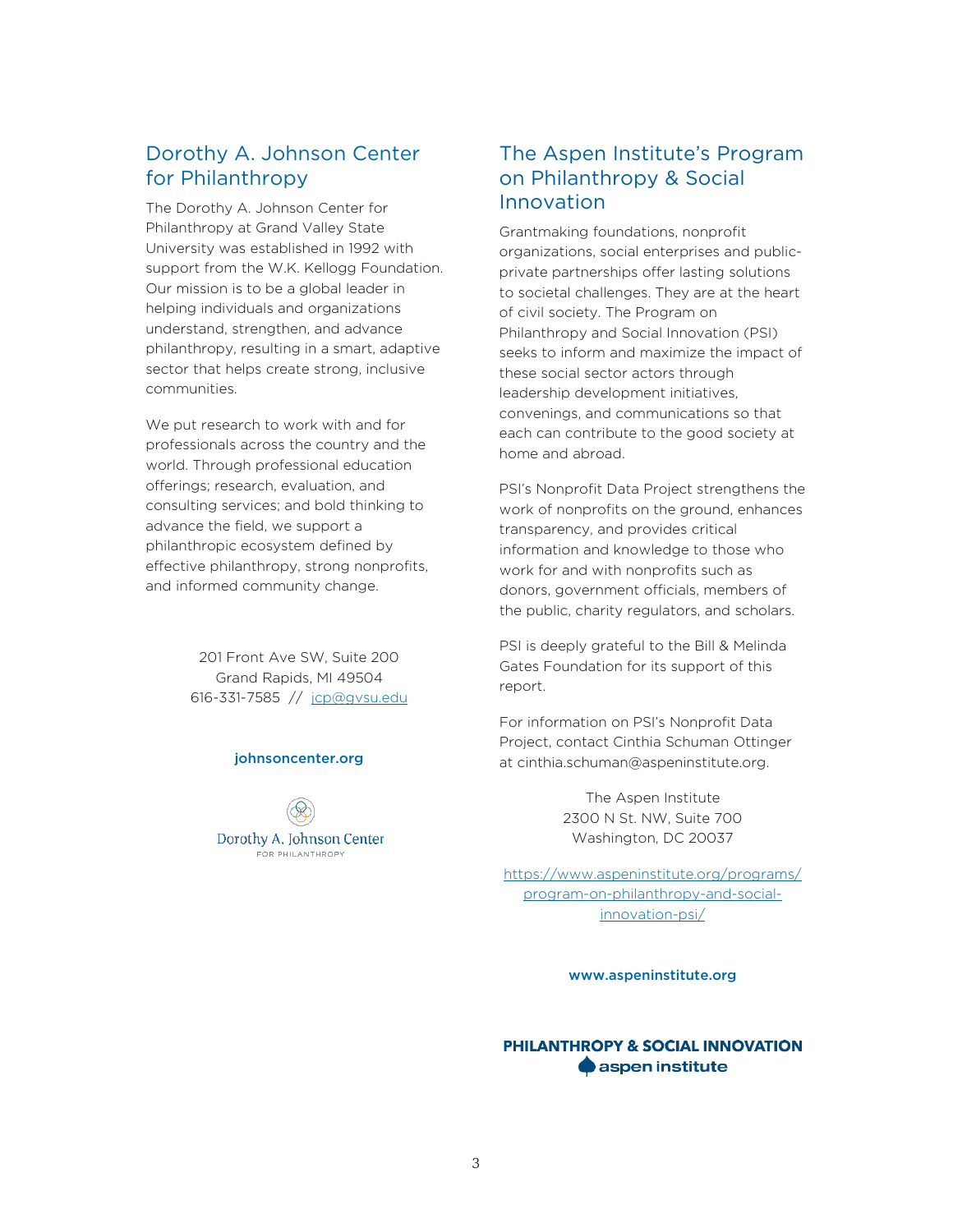## Dorothy A. Johnson Center for Philanthropy

The Dorothy A. Johnson Center for Philanthropy at Grand Valley State University was established in 1992 with support from the W.K. Kellogg Foundation. Our mission is to be a global leader in helping individuals and organizations understand, strengthen, and advance philanthropy, resulting in a smart, adaptive sector that helps create strong, inclusive communities.

We put research to work with and for professionals across the country and the world. Through professional education offerings; research, evaluation, and consulting services; and bold thinking to advance the field, we support a philanthropic ecosystem defined by effective philanthropy, strong nonprofits, and informed community change.

201 Front Ave SW, Suite 200
Grand Rapids, MI 49504
616-331-7585 // jcp@gvsu.edu

**johnsoncenter.org**

Dorothy A. Johnson Center
FOR PHILANTHROPY

## The Aspen Institute's Program on Philanthropy & Social Innovation

Grantmaking foundations, nonprofit organizations, social enterprises and public-private partnerships offer lasting solutions to societal challenges. They are at the heart of civil society. The Program on Philanthropy and Social Innovation (PSI) seeks to inform and maximize the impact of these social sector actors through leadership development initiatives, convenings, and communications so that each can contribute to the good society at home and abroad.

PSI's Nonprofit Data Project strengthens the work of nonprofits on the ground, enhances transparency, and provides critical information and knowledge to those who work for and with nonprofits such as donors, government officials, members of the public, charity regulators, and scholars.

PSI is deeply grateful to the Bill & Melinda Gates Foundation for its support of this report.

For information on PSI's Nonprofit Data Project, contact Cinthia Schuman Ottinger at cinthia.schuman@aspeninstitute.org.

The Aspen Institute
2300 N St. NW, Suite 700
Washington, DC 20037

https://www.aspeninstitute.org/programs/program-on-philanthropy-and-social-innovation-psi/

**www.aspeninstitute.org**

**PHILANTHROPY & SOCIAL INNOVATION**
**aspen institute**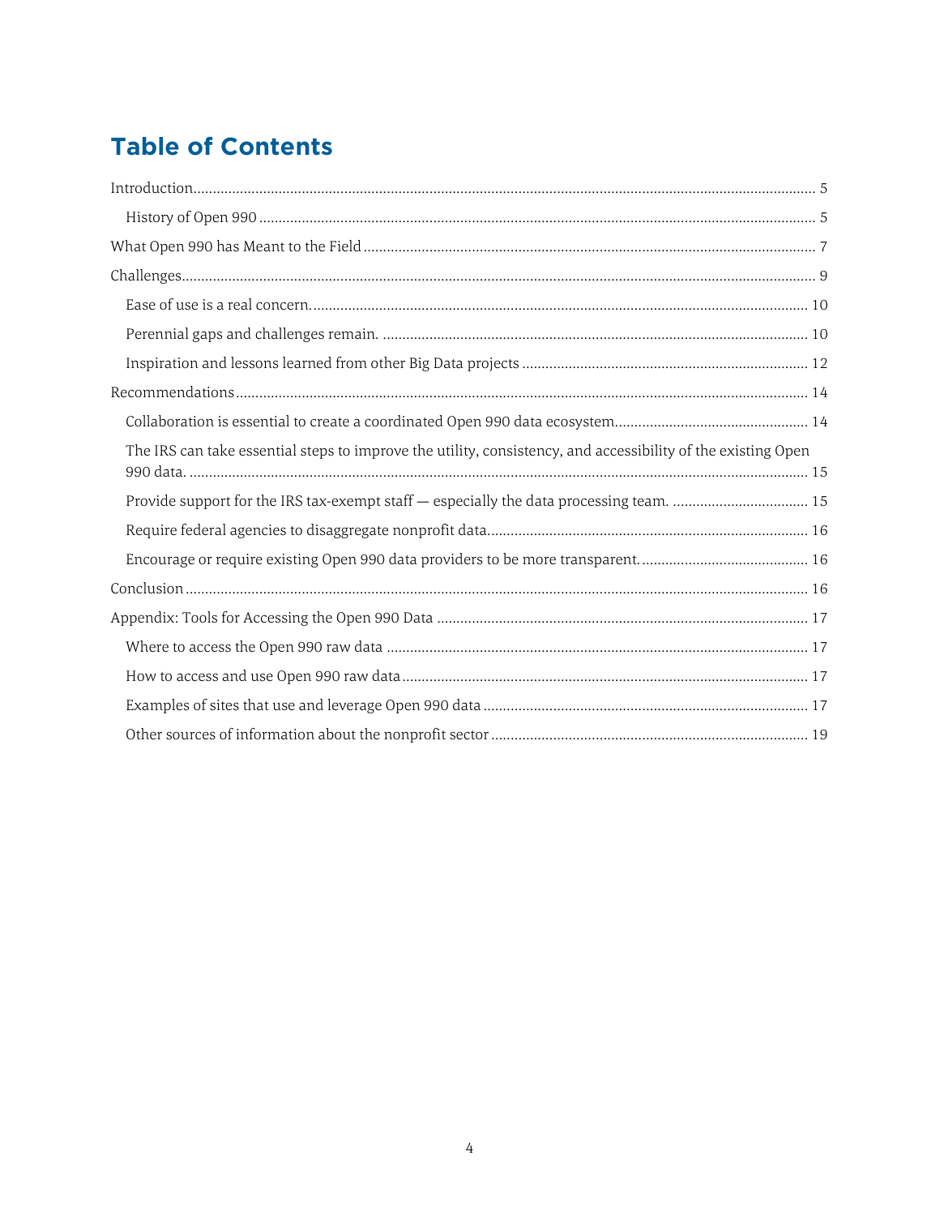# Table of Contents

- Introduction ... 5
  - History of Open 990 ... 5
- What Open 990 has Meant to the Field ... 7
- Challenges ... 9
  - Ease of use is a real concern. ... 10
  - Perennial gaps and challenges remain. ... 10
  - Inspiration and lessons learned from other Big Data projects ... 12
- Recommendations ... 14
  - Collaboration is essential to create a coordinated Open 990 data ecosystem. ... 14
  - The IRS can take essential steps to improve the utility, consistency, and accessibility of the existing Open 990 data. ... 15
  - Provide support for the IRS tax-exempt staff — especially the data processing team. ... 15
  - Require federal agencies to disaggregate nonprofit data. ... 16
  - Encourage or require existing Open 990 data providers to be more transparent. ... 16
- Conclusion ... 16
- Appendix: Tools for Accessing the Open 990 Data ... 17
  - Where to access the Open 990 raw data ... 17
  - How to access and use Open 990 raw data ... 17
  - Examples of sites that use and leverage Open 990 data ... 17
  - Other sources of information about the nonprofit sector ... 19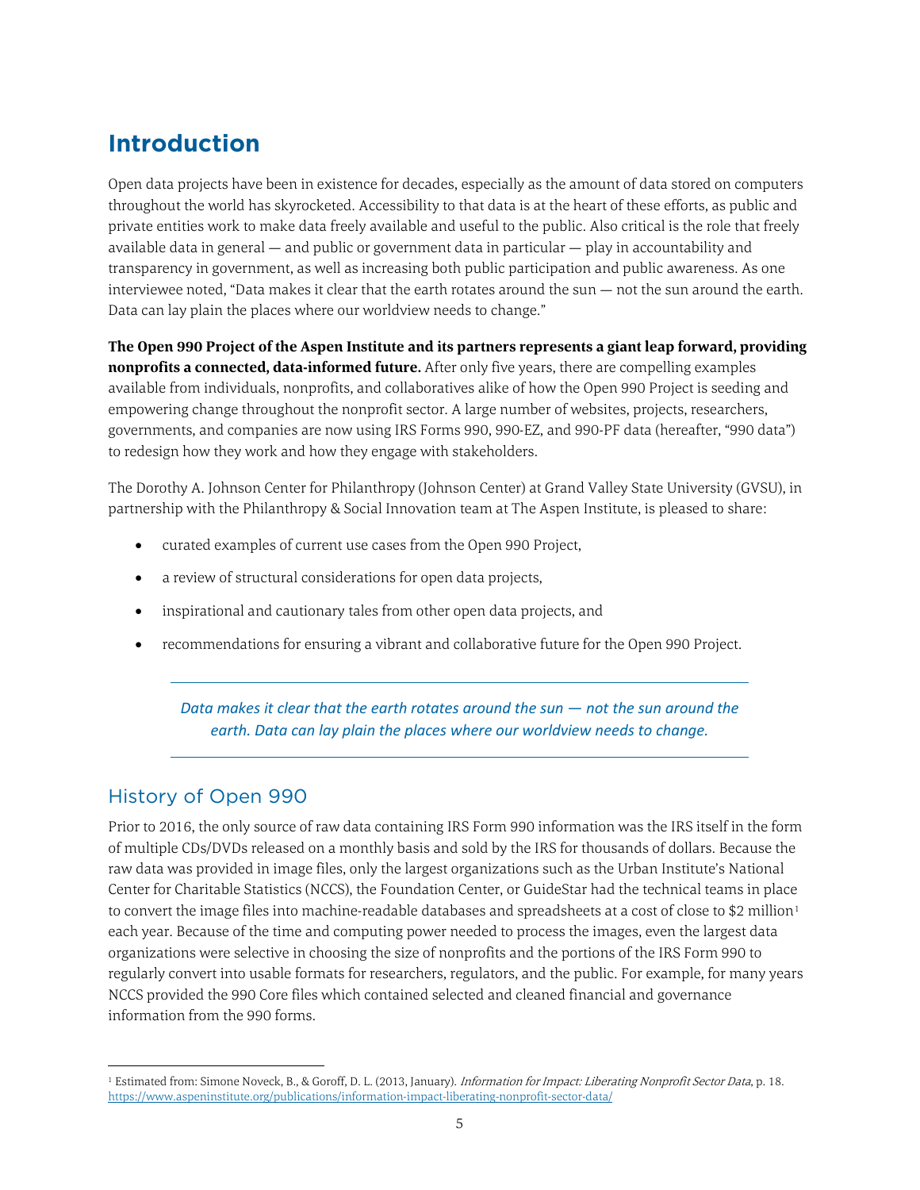# Introduction

Open data projects have been in existence for decades, especially as the amount of data stored on computers throughout the world has skyrocketed. Accessibility to that data is at the heart of these efforts, as public and private entities work to make data freely available and useful to the public. Also critical is the role that freely available data in general — and public or government data in particular — play in accountability and transparency in government, as well as increasing both public participation and public awareness. As one interviewee noted, "Data makes it clear that the earth rotates around the sun — not the sun around the earth. Data can lay plain the places where our worldview needs to change."

**The Open 990 Project of the Aspen Institute and its partners represents a giant leap forward, providing nonprofits a connected, data-informed future.** After only five years, there are compelling examples available from individuals, nonprofits, and collaboratives alike of how the Open 990 Project is seeding and empowering change throughout the nonprofit sector. A large number of websites, projects, researchers, governments, and companies are now using IRS Forms 990, 990-EZ, and 990-PF data (hereafter, "990 data") to redesign how they work and how they engage with stakeholders.

The Dorothy A. Johnson Center for Philanthropy (Johnson Center) at Grand Valley State University (GVSU), in partnership with the Philanthropy & Social Innovation team at The Aspen Institute, is pleased to share:

- curated examples of current use cases from the Open 990 Project,
- a review of structural considerations for open data projects,
- inspirational and cautionary tales from other open data projects, and
- recommendations for ensuring a vibrant and collaborative future for the Open 990 Project.

> *Data makes it clear that the earth rotates around the sun — not the sun around the earth. Data can lay plain the places where our worldview needs to change.*

## History of Open 990

Prior to 2016, the only source of raw data containing IRS Form 990 information was the IRS itself in the form of multiple CDs/DVDs released on a monthly basis and sold by the IRS for thousands of dollars. Because the raw data was provided in image files, only the largest organizations such as the Urban Institute's National Center for Charitable Statistics (NCCS), the Foundation Center, or GuideStar had the technical teams in place to convert the image files into machine-readable databases and spreadsheets at a cost of close to $2 million[1] each year. Because of the time and computing power needed to process the images, even the largest data organizations were selective in choosing the size of nonprofits and the portions of the IRS Form 990 to regularly convert into usable formats for researchers, regulators, and the public. For example, for many years NCCS provided the 990 Core files which contained selected and cleaned financial and governance information from the 990 forms.

---

[1] Estimated from: Simone Noveck, B., & Goroff, D. L. (2013, January). *Information for Impact: Liberating Nonprofit Sector Data*, p. 18. https://www.aspeninstitute.org/publications/information-impact-liberating-nonprofit-sector-data/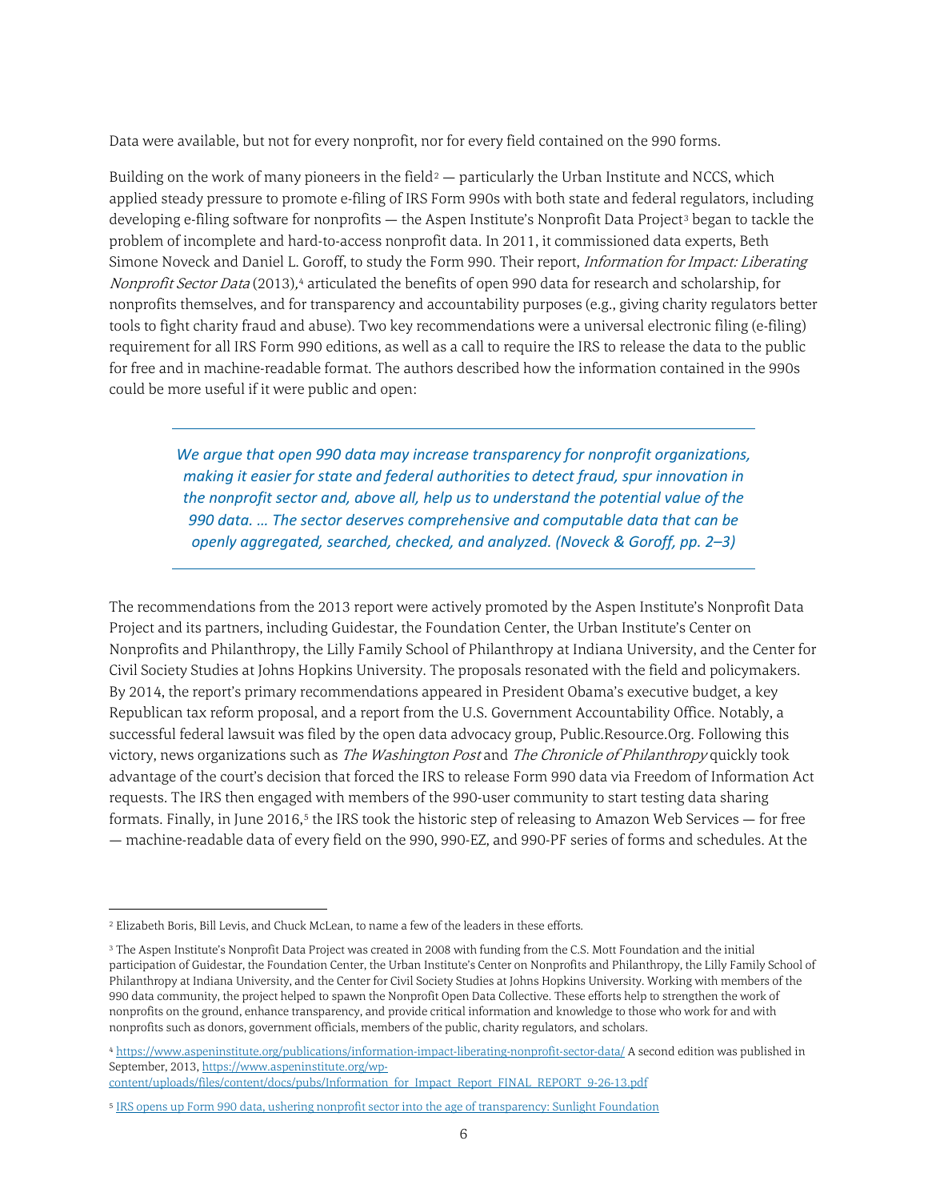Data were available, but not for every nonprofit, nor for every field contained on the 990 forms.

Building on the work of many pioneers in the field[2] — particularly the Urban Institute and NCCS, which applied steady pressure to promote e-filing of IRS Form 990s with both state and federal regulators, including developing e-filing software for nonprofits — the Aspen Institute's Nonprofit Data Project[3] began to tackle the problem of incomplete and hard-to-access nonprofit data. In 2011, it commissioned data experts, Beth Simone Noveck and Daniel L. Goroff, to study the Form 990. Their report, *Information for Impact: Liberating Nonprofit Sector Data* (2013),[4] articulated the benefits of open 990 data for research and scholarship, for nonprofits themselves, and for transparency and accountability purposes (e.g., giving charity regulators better tools to fight charity fraud and abuse). Two key recommendations were a universal electronic filing (e-filing) requirement for all IRS Form 990 editions, as well as a call to require the IRS to release the data to the public for free and in machine-readable format. The authors described how the information contained in the 990s could be more useful if it were public and open:

> *We argue that open 990 data may increase transparency for nonprofit organizations, making it easier for state and federal authorities to detect fraud, spur innovation in the nonprofit sector and, above all, help us to understand the potential value of the 990 data. … The sector deserves comprehensive and computable data that can be openly aggregated, searched, checked, and analyzed. (Noveck & Goroff, pp. 2–3)*

The recommendations from the 2013 report were actively promoted by the Aspen Institute's Nonprofit Data Project and its partners, including Guidestar, the Foundation Center, the Urban Institute's Center on Nonprofits and Philanthropy, the Lilly Family School of Philanthropy at Indiana University, and the Center for Civil Society Studies at Johns Hopkins University. The proposals resonated with the field and policymakers. By 2014, the report's primary recommendations appeared in President Obama's executive budget, a key Republican tax reform proposal, and a report from the U.S. Government Accountability Office. Notably, a successful federal lawsuit was filed by the open data advocacy group, Public.Resource.Org. Following this victory, news organizations such as *The Washington Post* and *The Chronicle of Philanthropy* quickly took advantage of the court's decision that forced the IRS to release Form 990 data via Freedom of Information Act requests. The IRS then engaged with members of the 990-user community to start testing data sharing formats. Finally, in June 2016,[5] the IRS took the historic step of releasing to Amazon Web Services — for free — machine-readable data of every field on the 990, 990-EZ, and 990-PF series of forms and schedules. At the

---

[2] Elizabeth Boris, Bill Levis, and Chuck McLean, to name a few of the leaders in these efforts.

[3] The Aspen Institute's Nonprofit Data Project was created in 2008 with funding from the C.S. Mott Foundation and the initial participation of Guidestar, the Foundation Center, the Urban Institute's Center on Nonprofits and Philanthropy, the Lilly Family School of Philanthropy at Indiana University, and the Center for Civil Society Studies at Johns Hopkins University. Working with members of the 990 data community, the project helped to spawn the Nonprofit Open Data Collective. These efforts help to strengthen the work of nonprofits on the ground, enhance transparency, and provide critical information and knowledge to those who work for and with nonprofits such as donors, government officials, members of the public, charity regulators, and scholars.

[4] https://www.aspeninstitute.org/publications/information-impact-liberating-nonprofit-sector-data/ A second edition was published in September, 2013, https://www.aspeninstitute.org/wp-content/uploads/files/content/docs/pubs/Information_for_Impact_Report_FINAL_REPORT_9-26-13.pdf

[5] IRS opens up Form 990 data, ushering nonprofit sector into the age of transparency: Sunlight Foundation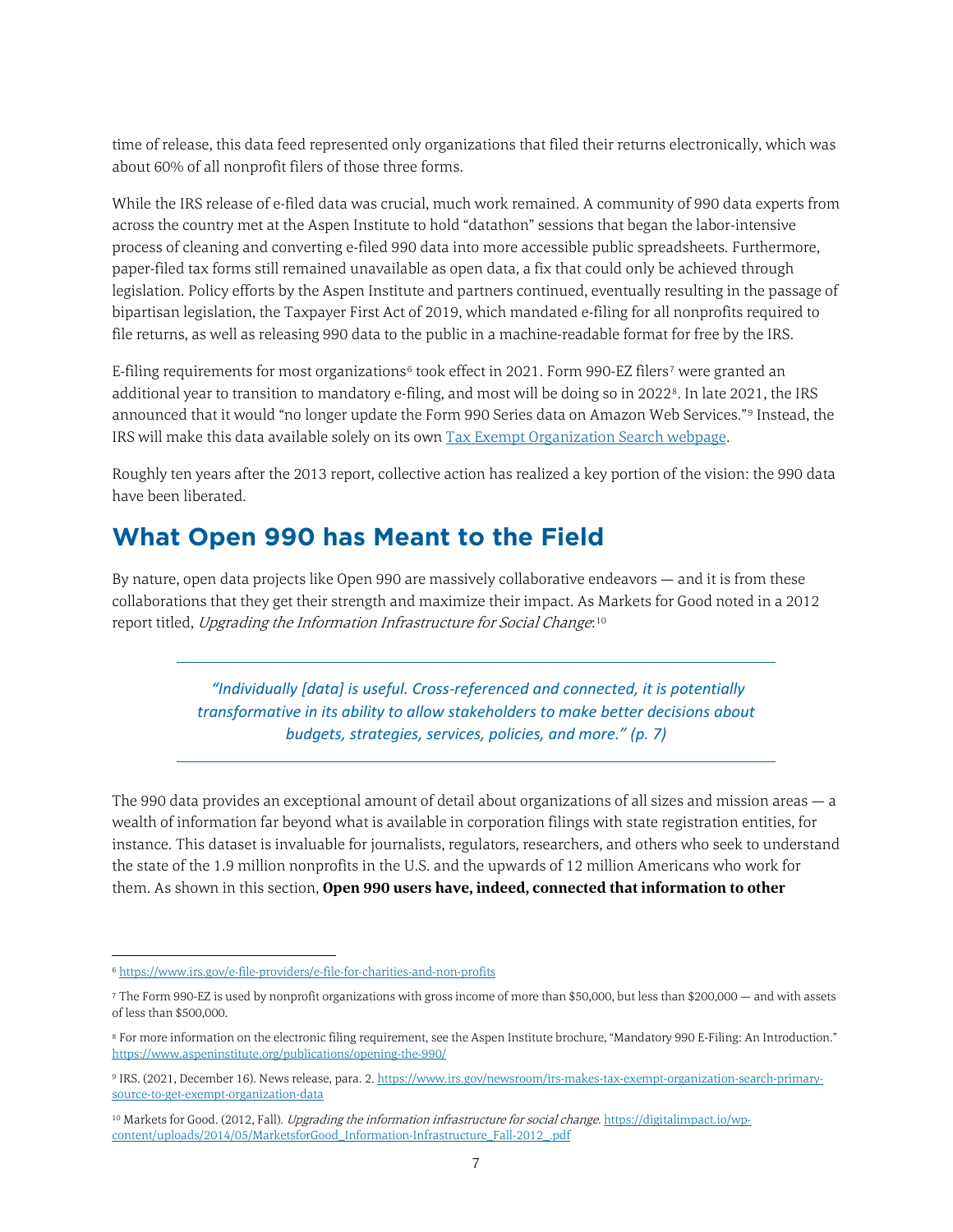time of release, this data feed represented only organizations that filed their returns electronically, which was about 60% of all nonprofit filers of those three forms.

While the IRS release of e-filed data was crucial, much work remained. A community of 990 data experts from across the country met at the Aspen Institute to hold "datathon" sessions that began the labor-intensive process of cleaning and converting e-filed 990 data into more accessible public spreadsheets. Furthermore, paper-filed tax forms still remained unavailable as open data, a fix that could only be achieved through legislation. Policy efforts by the Aspen Institute and partners continued, eventually resulting in the passage of bipartisan legislation, the Taxpayer First Act of 2019, which mandated e-filing for all nonprofits required to file returns, as well as releasing 990 data to the public in a machine-readable format for free by the IRS.

E-filing requirements for most organizations[6] took effect in 2021. Form 990-EZ filers[7] were granted an additional year to transition to mandatory e-filing, and most will be doing so in 2022[8]. In late 2021, the IRS announced that it would "no longer update the Form 990 Series data on Amazon Web Services."[9] Instead, the IRS will make this data available solely on its own [Tax Exempt Organization Search webpage](https://www.irs.gov/charities-non-profits/tax-exempt-organization-search).

Roughly ten years after the 2013 report, collective action has realized a key portion of the vision: the 990 data have been liberated.

## What Open 990 has Meant to the Field

By nature, open data projects like Open 990 are massively collaborative endeavors — and it is from these collaborations that they get their strength and maximize their impact. As Markets for Good noted in a 2012 report titled, *Upgrading the Information Infrastructure for Social Change*:[10]

> *"Individually [data] is useful. Cross-referenced and connected, it is potentially transformative in its ability to allow stakeholders to make better decisions about budgets, strategies, services, policies, and more." (p. 7)*

The 990 data provides an exceptional amount of detail about organizations of all sizes and mission areas — a wealth of information far beyond what is available in corporation filings with state registration entities, for instance. This dataset is invaluable for journalists, regulators, researchers, and others who seek to understand the state of the 1.9 million nonprofits in the U.S. and the upwards of 12 million Americans who work for them. As shown in this section, **Open 990 users have, indeed, connected that information to other**

---

[6] https://www.irs.gov/e-file-providers/e-file-for-charities-and-non-profits

[7] The Form 990-EZ is used by nonprofit organizations with gross income of more than $50,000, but less than $200,000 — and with assets of less than $500,000.

[8] For more information on the electronic filing requirement, see the Aspen Institute brochure, "Mandatory 990 E-Filing: An Introduction." https://www.aspeninstitute.org/publications/opening-the-990/

[9] IRS. (2021, December 16). News release, para. 2. https://www.irs.gov/newsroom/irs-makes-tax-exempt-organization-search-primary-source-to-get-exempt-organization-data

[10] Markets for Good. (2012, Fall). *Upgrading the information infrastructure for social change*. https://digitalimpact.io/wp-content/uploads/2014/05/MarketsforGood_Information-Infrastructure_Fall-2012_.pdf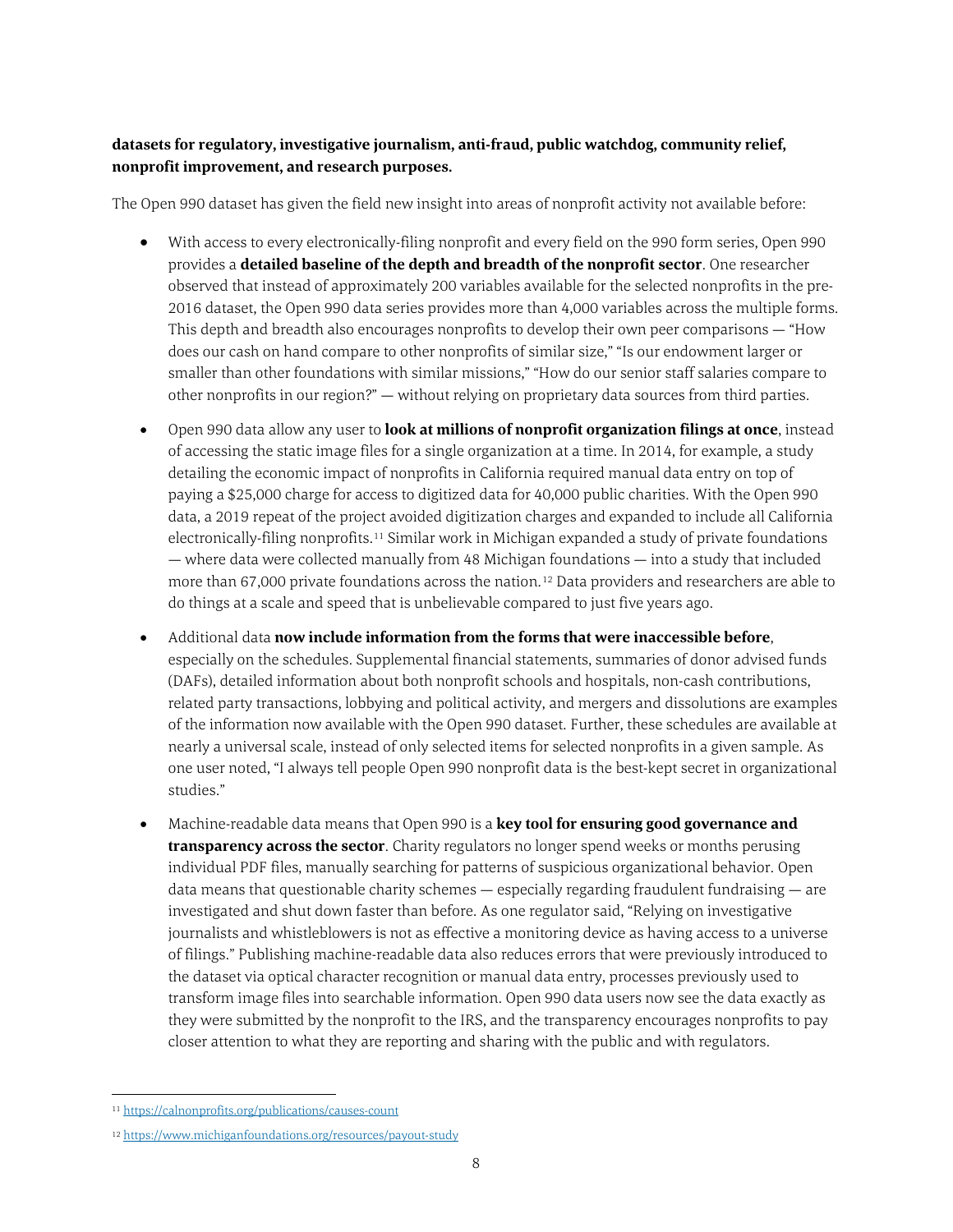**datasets for regulatory, investigative journalism, anti-fraud, public watchdog, community relief, nonprofit improvement, and research purposes.**

The Open 990 dataset has given the field new insight into areas of nonprofit activity not available before:

- With access to every electronically-filing nonprofit and every field on the 990 form series, Open 990 provides a **detailed baseline of the depth and breadth of the nonprofit sector**. One researcher observed that instead of approximately 200 variables available for the selected nonprofits in the pre-2016 dataset, the Open 990 data series provides more than 4,000 variables across the multiple forms. This depth and breadth also encourages nonprofits to develop their own peer comparisons — "How does our cash on hand compare to other nonprofits of similar size," "Is our endowment larger or smaller than other foundations with similar missions," "How do our senior staff salaries compare to other nonprofits in our region?" — without relying on proprietary data sources from third parties.

- Open 990 data allow any user to **look at millions of nonprofit organization filings at once**, instead of accessing the static image files for a single organization at a time. In 2014, for example, a study detailing the economic impact of nonprofits in California required manual data entry on top of paying a $25,000 charge for access to digitized data for 40,000 public charities. With the Open 990 data, a 2019 repeat of the project avoided digitization charges and expanded to include all California electronically-filing nonprofits.[11] Similar work in Michigan expanded a study of private foundations — where data were collected manually from 48 Michigan foundations — into a study that included more than 67,000 private foundations across the nation.[12] Data providers and researchers are able to do things at a scale and speed that is unbelievable compared to just five years ago.

- Additional data **now include information from the forms that were inaccessible before**, especially on the schedules. Supplemental financial statements, summaries of donor advised funds (DAFs), detailed information about both nonprofit schools and hospitals, non-cash contributions, related party transactions, lobbying and political activity, and mergers and dissolutions are examples of the information now available with the Open 990 dataset. Further, these schedules are available at nearly a universal scale, instead of only selected items for selected nonprofits in a given sample. As one user noted, "I always tell people Open 990 nonprofit data is the best-kept secret in organizational studies."

- Machine-readable data means that Open 990 is a **key tool for ensuring good governance and transparency across the sector**. Charity regulators no longer spend weeks or months perusing individual PDF files, manually searching for patterns of suspicious organizational behavior. Open data means that questionable charity schemes — especially regarding fraudulent fundraising — are investigated and shut down faster than before. As one regulator said, "Relying on investigative journalists and whistleblowers is not as effective a monitoring device as having access to a universe of filings." Publishing machine-readable data also reduces errors that were previously introduced to the dataset via optical character recognition or manual data entry, processes previously used to transform image files into searchable information. Open 990 data users now see the data exactly as they were submitted by the nonprofit to the IRS, and the transparency encourages nonprofits to pay closer attention to what they are reporting and sharing with the public and with regulators.

---

[11] https://calnonprofits.org/publications/causes-count

[12] https://www.michiganfoundations.org/resources/payout-study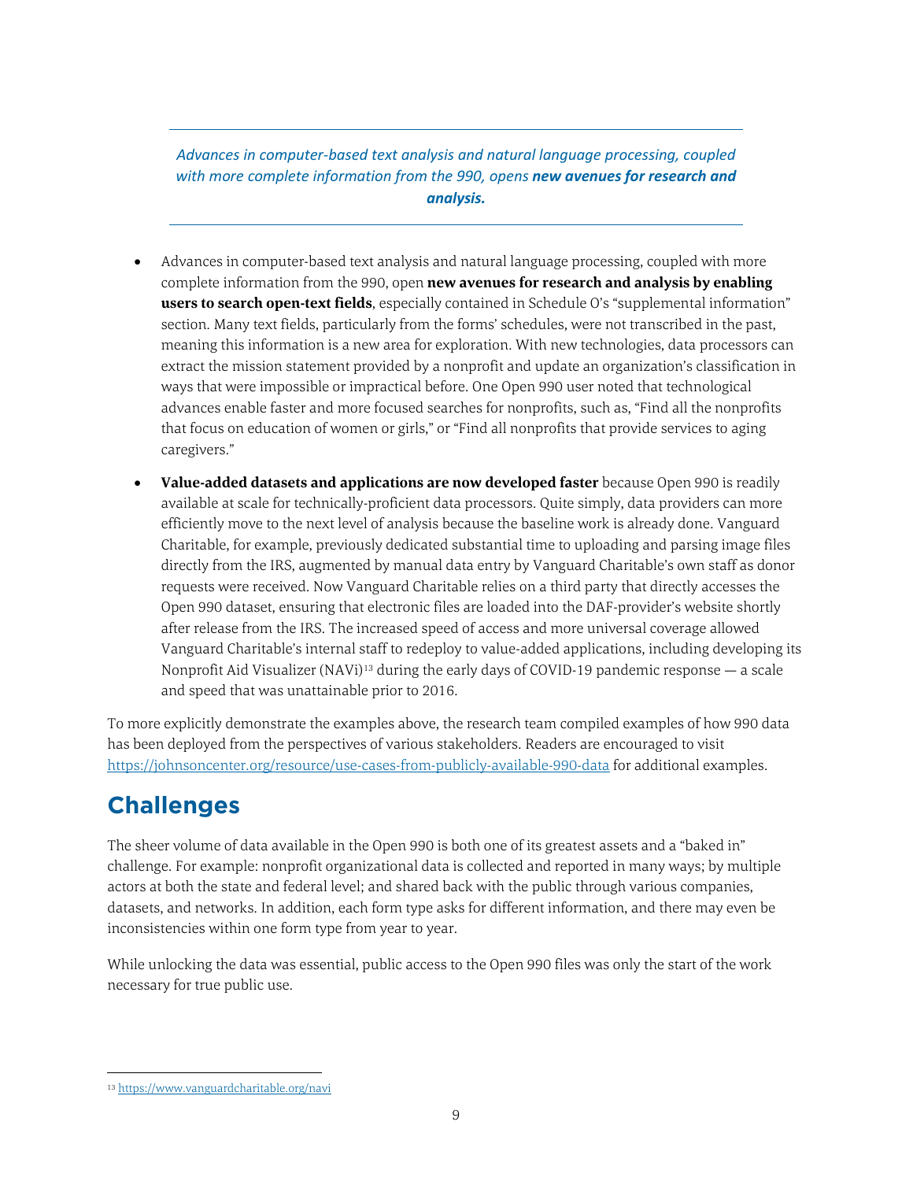*Advances in computer-based text analysis and natural language processing, coupled with more complete information from the 990, opens* ***new avenues for research and analysis.***

- Advances in computer-based text analysis and natural language processing, coupled with more complete information from the 990, open **new avenues for research and analysis by enabling users to search open-text fields**, especially contained in Schedule O's "supplemental information" section. Many text fields, particularly from the forms' schedules, were not transcribed in the past, meaning this information is a new area for exploration. With new technologies, data processors can extract the mission statement provided by a nonprofit and update an organization's classification in ways that were impossible or impractical before. One Open 990 user noted that technological advances enable faster and more focused searches for nonprofits, such as, "Find all the nonprofits that focus on education of women or girls," or "Find all nonprofits that provide services to aging caregivers."
- **Value-added datasets and applications are now developed faster** because Open 990 is readily available at scale for technically-proficient data processors. Quite simply, data providers can more efficiently move to the next level of analysis because the baseline work is already done. Vanguard Charitable, for example, previously dedicated substantial time to uploading and parsing image files directly from the IRS, augmented by manual data entry by Vanguard Charitable's own staff as donor requests were received. Now Vanguard Charitable relies on a third party that directly accesses the Open 990 dataset, ensuring that electronic files are loaded into the DAF-provider's website shortly after release from the IRS. The increased speed of access and more universal coverage allowed Vanguard Charitable's internal staff to redeploy to value-added applications, including developing its Nonprofit Aid Visualizer (NAVi)[13] during the early days of COVID-19 pandemic response — a scale and speed that was unattainable prior to 2016.

To more explicitly demonstrate the examples above, the research team compiled examples of how 990 data has been deployed from the perspectives of various stakeholders. Readers are encouraged to visit https://johnsoncenter.org/resource/use-cases-from-publicly-available-990-data for additional examples.

## Challenges

The sheer volume of data available in the Open 990 is both one of its greatest assets and a "baked in" challenge. For example: nonprofit organizational data is collected and reported in many ways; by multiple actors at both the state and federal level; and shared back with the public through various companies, datasets, and networks. In addition, each form type asks for different information, and there may even be inconsistencies within one form type from year to year.

While unlocking the data was essential, public access to the Open 990 files was only the start of the work necessary for true public use.

[13] https://www.vanguardcharitable.org/navi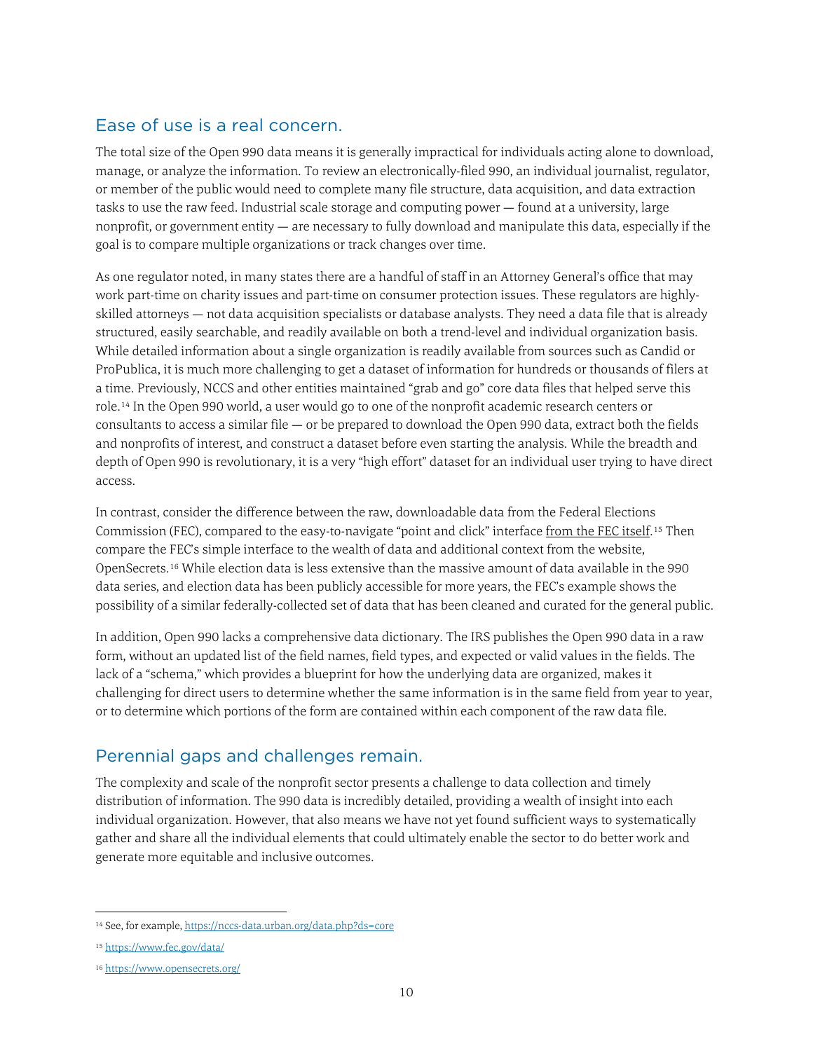## Ease of use is a real concern.

The total size of the Open 990 data means it is generally impractical for individuals acting alone to download, manage, or analyze the information. To review an electronically-filed 990, an individual journalist, regulator, or member of the public would need to complete many file structure, data acquisition, and data extraction tasks to use the raw feed. Industrial scale storage and computing power — found at a university, large nonprofit, or government entity — are necessary to fully download and manipulate this data, especially if the goal is to compare multiple organizations or track changes over time.

As one regulator noted, in many states there are a handful of staff in an Attorney General's office that may work part-time on charity issues and part-time on consumer protection issues. These regulators are highly-skilled attorneys — not data acquisition specialists or database analysts. They need a data file that is already structured, easily searchable, and readily available on both a trend-level and individual organization basis. While detailed information about a single organization is readily available from sources such as Candid or ProPublica, it is much more challenging to get a dataset of information for hundreds or thousands of filers at a time. Previously, NCCS and other entities maintained "grab and go" core data files that helped serve this role.[14] In the Open 990 world, a user would go to one of the nonprofit academic research centers or consultants to access a similar file — or be prepared to download the Open 990 data, extract both the fields and nonprofits of interest, and construct a dataset before even starting the analysis. While the breadth and depth of Open 990 is revolutionary, it is a very "high effort" dataset for an individual user trying to have direct access.

In contrast, consider the difference between the raw, downloadable data from the Federal Elections Commission (FEC), compared to the easy-to-navigate "point and click" interface from the FEC itself.[15] Then compare the FEC's simple interface to the wealth of data and additional context from the website, OpenSecrets.[16] While election data is less extensive than the massive amount of data available in the 990 data series, and election data has been publicly accessible for more years, the FEC's example shows the possibility of a similar federally-collected set of data that has been cleaned and curated for the general public.

In addition, Open 990 lacks a comprehensive data dictionary. The IRS publishes the Open 990 data in a raw form, without an updated list of the field names, field types, and expected or valid values in the fields. The lack of a "schema," which provides a blueprint for how the underlying data are organized, makes it challenging for direct users to determine whether the same information is in the same field from year to year, or to determine which portions of the form are contained within each component of the raw data file.

## Perennial gaps and challenges remain.

The complexity and scale of the nonprofit sector presents a challenge to data collection and timely distribution of information. The 990 data is incredibly detailed, providing a wealth of insight into each individual organization. However, that also means we have not yet found sufficient ways to systematically gather and share all the individual elements that could ultimately enable the sector to do better work and generate more equitable and inclusive outcomes.

---

[14] See, for example, https://nccs-data.urban.org/data.php?ds=core

[15] https://www.fec.gov/data/

[16] https://www.opensecrets.org/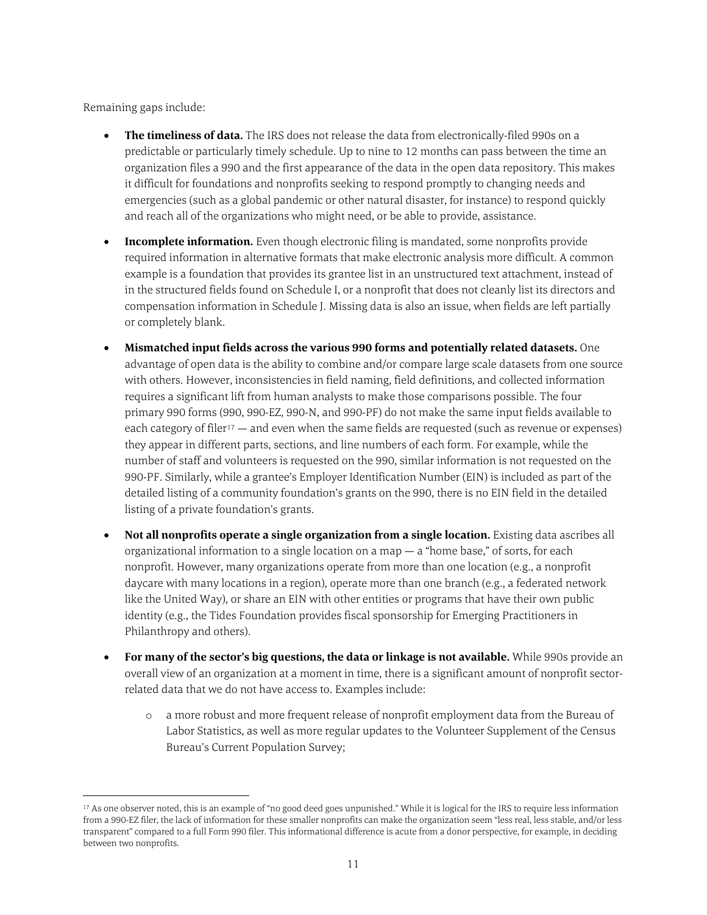Remaining gaps include:

- **The timeliness of data.** The IRS does not release the data from electronically-filed 990s on a predictable or particularly timely schedule. Up to nine to 12 months can pass between the time an organization files a 990 and the first appearance of the data in the open data repository. This makes it difficult for foundations and nonprofits seeking to respond promptly to changing needs and emergencies (such as a global pandemic or other natural disaster, for instance) to respond quickly and reach all of the organizations who might need, or be able to provide, assistance.
- **Incomplete information.** Even though electronic filing is mandated, some nonprofits provide required information in alternative formats that make electronic analysis more difficult. A common example is a foundation that provides its grantee list in an unstructured text attachment, instead of in the structured fields found on Schedule I, or a nonprofit that does not cleanly list its directors and compensation information in Schedule J. Missing data is also an issue, when fields are left partially or completely blank.
- **Mismatched input fields across the various 990 forms and potentially related datasets.** One advantage of open data is the ability to combine and/or compare large scale datasets from one source with others. However, inconsistencies in field naming, field definitions, and collected information requires a significant lift from human analysts to make those comparisons possible. The four primary 990 forms (990, 990-EZ, 990-N, and 990-PF) do not make the same input fields available to each category of filer[17] — and even when the same fields are requested (such as revenue or expenses) they appear in different parts, sections, and line numbers of each form. For example, while the number of staff and volunteers is requested on the 990, similar information is not requested on the 990-PF. Similarly, while a grantee's Employer Identification Number (EIN) is included as part of the detailed listing of a community foundation's grants on the 990, there is no EIN field in the detailed listing of a private foundation's grants.
- **Not all nonprofits operate a single organization from a single location.** Existing data ascribes all organizational information to a single location on a map — a "home base," of sorts, for each nonprofit. However, many organizations operate from more than one location (e.g., a nonprofit daycare with many locations in a region), operate more than one branch (e.g., a federated network like the United Way), or share an EIN with other entities or programs that have their own public identity (e.g., the Tides Foundation provides fiscal sponsorship for Emerging Practitioners in Philanthropy and others).
- **For many of the sector's big questions, the data or linkage is not available.** While 990s provide an overall view of an organization at a moment in time, there is a significant amount of nonprofit sector-related data that we do not have access to. Examples include:
  - a more robust and more frequent release of nonprofit employment data from the Bureau of Labor Statistics, as well as more regular updates to the Volunteer Supplement of the Census Bureau's Current Population Survey;

[17] As one observer noted, this is an example of "no good deed goes unpunished." While it is logical for the IRS to require less information from a 990-EZ filer, the lack of information for these smaller nonprofits can make the organization seem "less real, less stable, and/or less transparent" compared to a full Form 990 filer. This informational difference is acute from a donor perspective, for example, in deciding between two nonprofits.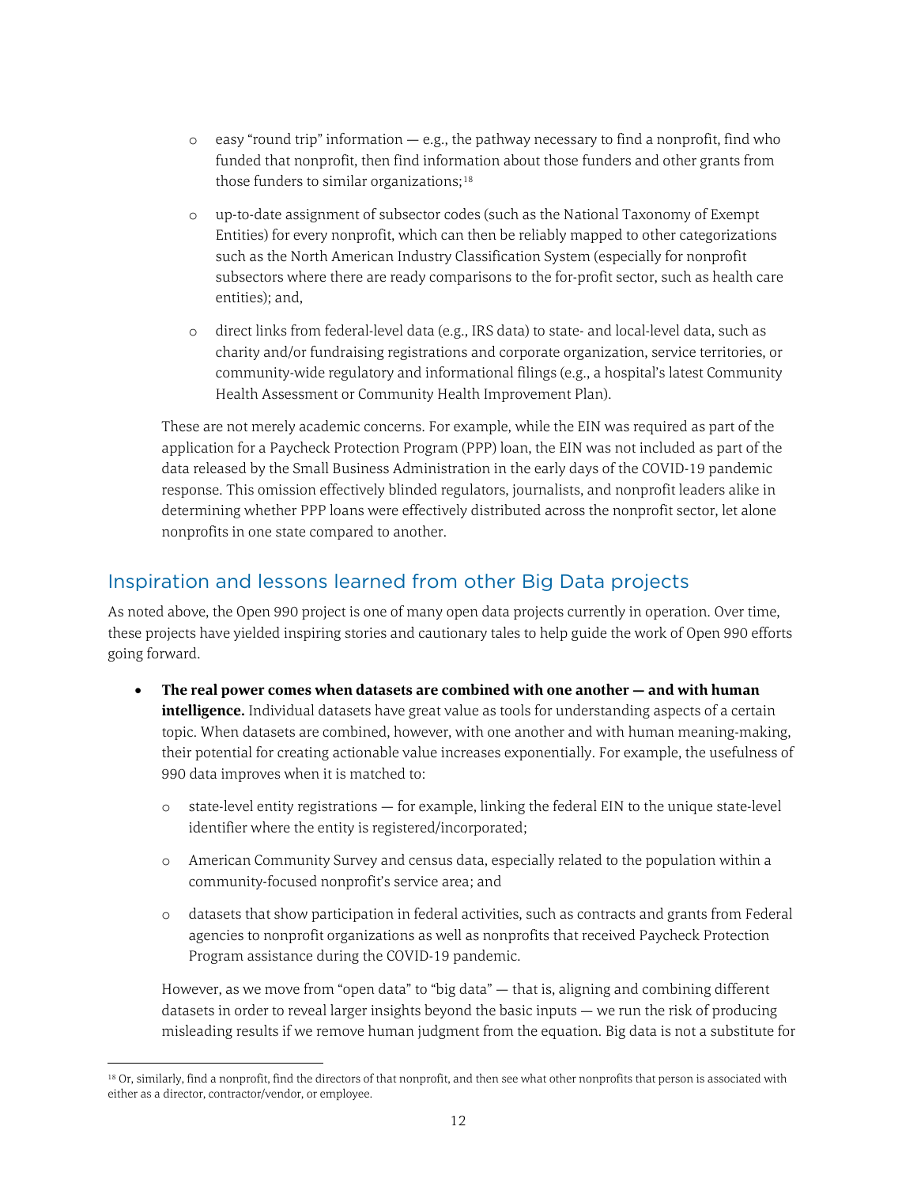- easy "round trip" information — e.g., the pathway necessary to find a nonprofit, find who funded that nonprofit, then find information about those funders and other grants from those funders to similar organizations;[18]

  - up-to-date assignment of subsector codes (such as the National Taxonomy of Exempt Entities) for every nonprofit, which can then be reliably mapped to other categorizations such as the North American Industry Classification System (especially for nonprofit subsectors where there are ready comparisons to the for-profit sector, such as health care entities); and,

  - direct links from federal-level data (e.g., IRS data) to state- and local-level data, such as charity and/or fundraising registrations and corporate organization, service territories, or community-wide regulatory and informational filings (e.g., a hospital's latest Community Health Assessment or Community Health Improvement Plan).

These are not merely academic concerns. For example, while the EIN was required as part of the application for a Paycheck Protection Program (PPP) loan, the EIN was not included as part of the data released by the Small Business Administration in the early days of the COVID-19 pandemic response. This omission effectively blinded regulators, journalists, and nonprofit leaders alike in determining whether PPP loans were effectively distributed across the nonprofit sector, let alone nonprofits in one state compared to another.

## Inspiration and lessons learned from other Big Data projects

As noted above, the Open 990 project is one of many open data projects currently in operation. Over time, these projects have yielded inspiring stories and cautionary tales to help guide the work of Open 990 efforts going forward.

- **The real power comes when datasets are combined with one another — and with human intelligence.** Individual datasets have great value as tools for understanding aspects of a certain topic. When datasets are combined, however, with one another and with human meaning-making, their potential for creating actionable value increases exponentially. For example, the usefulness of 990 data improves when it is matched to:

  - state-level entity registrations — for example, linking the federal EIN to the unique state-level identifier where the entity is registered/incorporated;

  - American Community Survey and census data, especially related to the population within a community-focused nonprofit's service area; and

  - datasets that show participation in federal activities, such as contracts and grants from Federal agencies to nonprofit organizations as well as nonprofits that received Paycheck Protection Program assistance during the COVID-19 pandemic.

  However, as we move from "open data" to "big data" — that is, aligning and combining different datasets in order to reveal larger insights beyond the basic inputs — we run the risk of producing misleading results if we remove human judgment from the equation. Big data is not a substitute for

[18] Or, similarly, find a nonprofit, find the directors of that nonprofit, and then see what other nonprofits that person is associated with either as a director, contractor/vendor, or employee.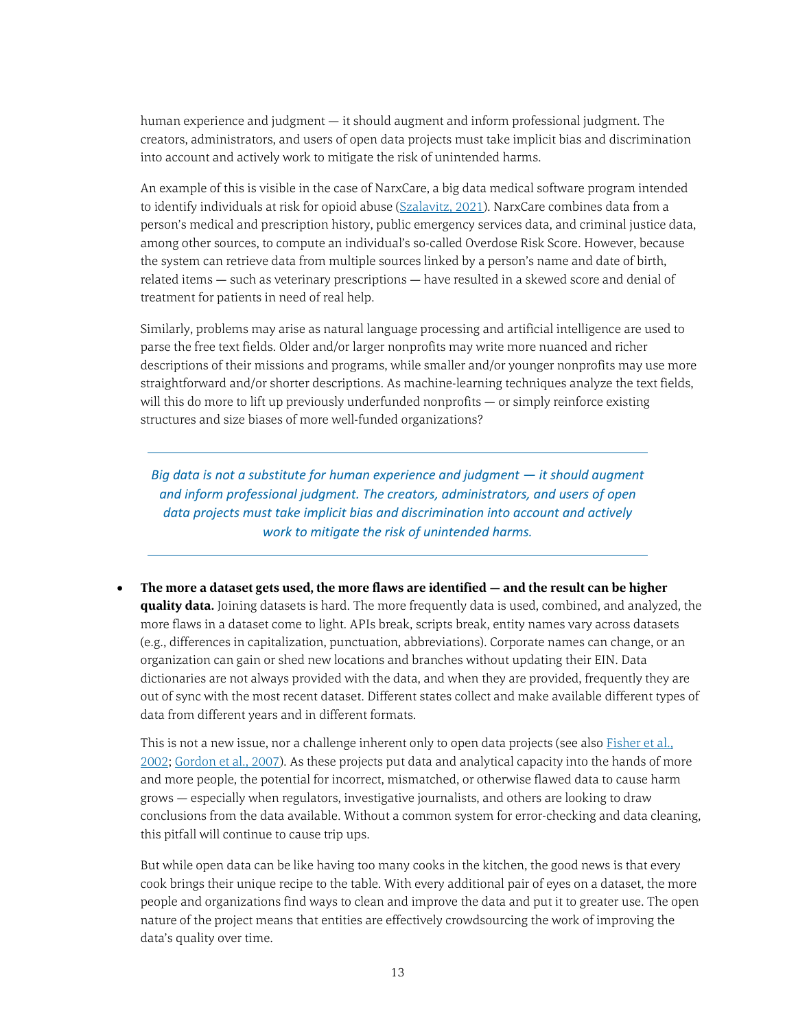human experience and judgment — it should augment and inform professional judgment. The creators, administrators, and users of open data projects must take implicit bias and discrimination into account and actively work to mitigate the risk of unintended harms.

An example of this is visible in the case of NarxCare, a big data medical software program intended to identify individuals at risk for opioid abuse ([Szalavitz, 2021](#)). NarxCare combines data from a person's medical and prescription history, public emergency services data, and criminal justice data, among other sources, to compute an individual's so-called Overdose Risk Score. However, because the system can retrieve data from multiple sources linked by a person's name and date of birth, related items — such as veterinary prescriptions — have resulted in a skewed score and denial of treatment for patients in need of real help.

Similarly, problems may arise as natural language processing and artificial intelligence are used to parse the free text fields. Older and/or larger nonprofits may write more nuanced and richer descriptions of their missions and programs, while smaller and/or younger nonprofits may use more straightforward and/or shorter descriptions. As machine-learning techniques analyze the text fields, will this do more to lift up previously underfunded nonprofits — or simply reinforce existing structures and size biases of more well-funded organizations?

---

*Big data is not a substitute for human experience and judgment — it should augment and inform professional judgment. The creators, administrators, and users of open data projects must take implicit bias and discrimination into account and actively work to mitigate the risk of unintended harms.*

---

- **The more a dataset gets used, the more flaws are identified — and the result can be higher quality data.** Joining datasets is hard. The more frequently data is used, combined, and analyzed, the more flaws in a dataset come to light. APIs break, scripts break, entity names vary across datasets (e.g., differences in capitalization, punctuation, abbreviations). Corporate names can change, or an organization can gain or shed new locations and branches without updating their EIN. Data dictionaries are not always provided with the data, and when they are provided, frequently they are out of sync with the most recent dataset. Different states collect and make available different types of data from different years and in different formats.

  This is not a new issue, nor a challenge inherent only to open data projects (see also [Fisher et al., 2002](#); [Gordon et al., 2007](#)). As these projects put data and analytical capacity into the hands of more and more people, the potential for incorrect, mismatched, or otherwise flawed data to cause harm grows — especially when regulators, investigative journalists, and others are looking to draw conclusions from the data available. Without a common system for error-checking and data cleaning, this pitfall will continue to cause trip ups.

  But while open data can be like having too many cooks in the kitchen, the good news is that every cook brings their unique recipe to the table. With every additional pair of eyes on a dataset, the more people and organizations find ways to clean and improve the data and put it to greater use. The open nature of the project means that entities are effectively crowdsourcing the work of improving the data's quality over time.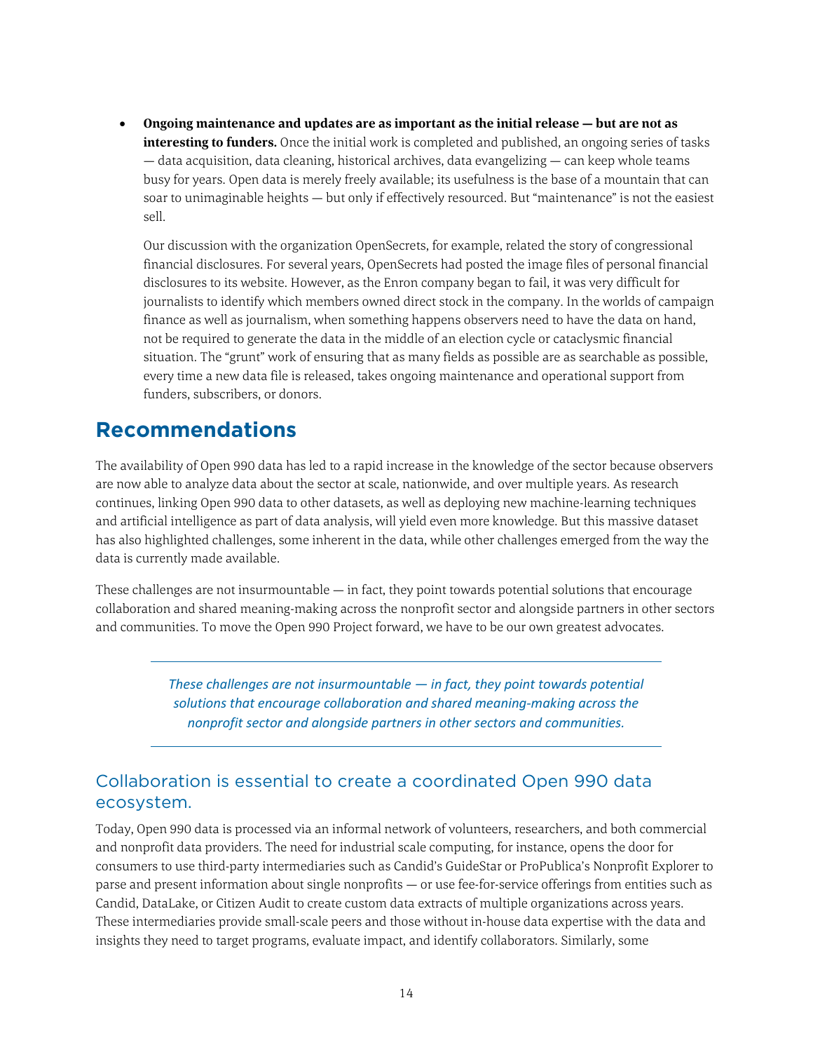- **Ongoing maintenance and updates are as important as the initial release — but are not as interesting to funders.** Once the initial work is completed and published, an ongoing series of tasks — data acquisition, data cleaning, historical archives, data evangelizing — can keep whole teams busy for years. Open data is merely freely available; its usefulness is the base of a mountain that can soar to unimaginable heights — but only if effectively resourced. But "maintenance" is not the easiest sell.

  Our discussion with the organization OpenSecrets, for example, related the story of congressional financial disclosures. For several years, OpenSecrets had posted the image files of personal financial disclosures to its website. However, as the Enron company began to fail, it was very difficult for journalists to identify which members owned direct stock in the company. In the worlds of campaign finance as well as journalism, when something happens observers need to have the data on hand, not be required to generate the data in the middle of an election cycle or cataclysmic financial situation. The "grunt" work of ensuring that as many fields as possible are as searchable as possible, every time a new data file is released, takes ongoing maintenance and operational support from funders, subscribers, or donors.

# Recommendations

The availability of Open 990 data has led to a rapid increase in the knowledge of the sector because observers are now able to analyze data about the sector at scale, nationwide, and over multiple years. As research continues, linking Open 990 data to other datasets, as well as deploying new machine-learning techniques and artificial intelligence as part of data analysis, will yield even more knowledge. But this massive dataset has also highlighted challenges, some inherent in the data, while other challenges emerged from the way the data is currently made available.

These challenges are not insurmountable — in fact, they point towards potential solutions that encourage collaboration and shared meaning-making across the nonprofit sector and alongside partners in other sectors and communities. To move the Open 990 Project forward, we have to be our own greatest advocates.

> *These challenges are not insurmountable — in fact, they point towards potential solutions that encourage collaboration and shared meaning-making across the nonprofit sector and alongside partners in other sectors and communities.*

## Collaboration is essential to create a coordinated Open 990 data ecosystem.

Today, Open 990 data is processed via an informal network of volunteers, researchers, and both commercial and nonprofit data providers. The need for industrial scale computing, for instance, opens the door for consumers to use third-party intermediaries such as Candid's GuideStar or ProPublica's Nonprofit Explorer to parse and present information about single nonprofits — or use fee-for-service offerings from entities such as Candid, DataLake, or Citizen Audit to create custom data extracts of multiple organizations across years. These intermediaries provide small-scale peers and those without in-house data expertise with the data and insights they need to target programs, evaluate impact, and identify collaborators. Similarly, some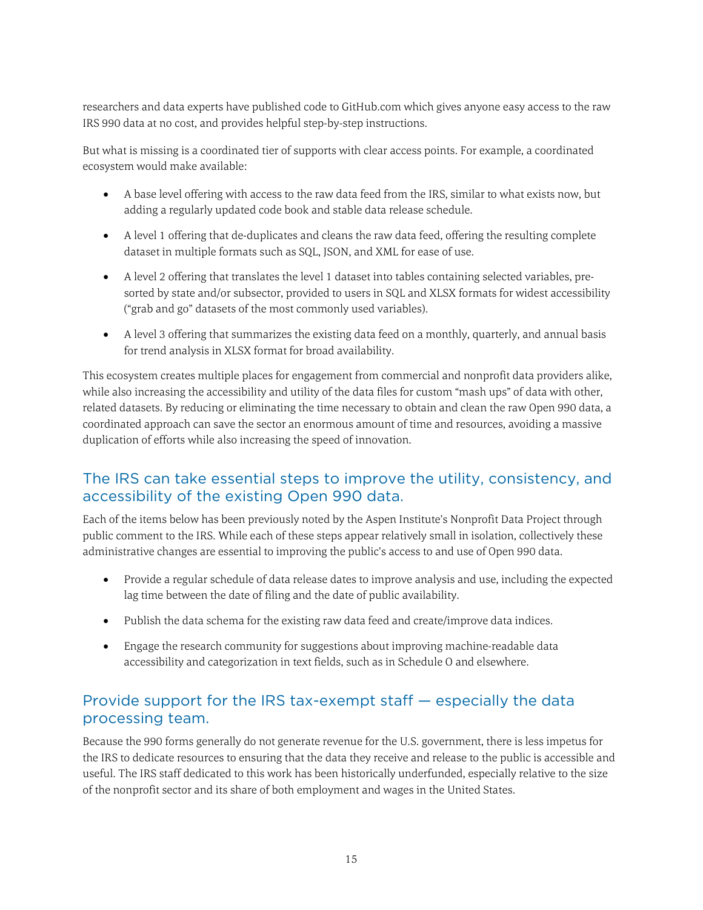researchers and data experts have published code to GitHub.com which gives anyone easy access to the raw IRS 990 data at no cost, and provides helpful step-by-step instructions.

But what is missing is a coordinated tier of supports with clear access points. For example, a coordinated ecosystem would make available:

- A base level offering with access to the raw data feed from the IRS, similar to what exists now, but adding a regularly updated code book and stable data release schedule.
- A level 1 offering that de-duplicates and cleans the raw data feed, offering the resulting complete dataset in multiple formats such as SQL, JSON, and XML for ease of use.
- A level 2 offering that translates the level 1 dataset into tables containing selected variables, pre-sorted by state and/or subsector, provided to users in SQL and XLSX formats for widest accessibility ("grab and go" datasets of the most commonly used variables).
- A level 3 offering that summarizes the existing data feed on a monthly, quarterly, and annual basis for trend analysis in XLSX format for broad availability.

This ecosystem creates multiple places for engagement from commercial and nonprofit data providers alike, while also increasing the accessibility and utility of the data files for custom "mash ups" of data with other, related datasets. By reducing or eliminating the time necessary to obtain and clean the raw Open 990 data, a coordinated approach can save the sector an enormous amount of time and resources, avoiding a massive duplication of efforts while also increasing the speed of innovation.

## The IRS can take essential steps to improve the utility, consistency, and accessibility of the existing Open 990 data.

Each of the items below has been previously noted by the Aspen Institute's Nonprofit Data Project through public comment to the IRS. While each of these steps appear relatively small in isolation, collectively these administrative changes are essential to improving the public's access to and use of Open 990 data.

- Provide a regular schedule of data release dates to improve analysis and use, including the expected lag time between the date of filing and the date of public availability.
- Publish the data schema for the existing raw data feed and create/improve data indices.
- Engage the research community for suggestions about improving machine-readable data accessibility and categorization in text fields, such as in Schedule O and elsewhere.

## Provide support for the IRS tax-exempt staff — especially the data processing team.

Because the 990 forms generally do not generate revenue for the U.S. government, there is less impetus for the IRS to dedicate resources to ensuring that the data they receive and release to the public is accessible and useful. The IRS staff dedicated to this work has been historically underfunded, especially relative to the size of the nonprofit sector and its share of both employment and wages in the United States.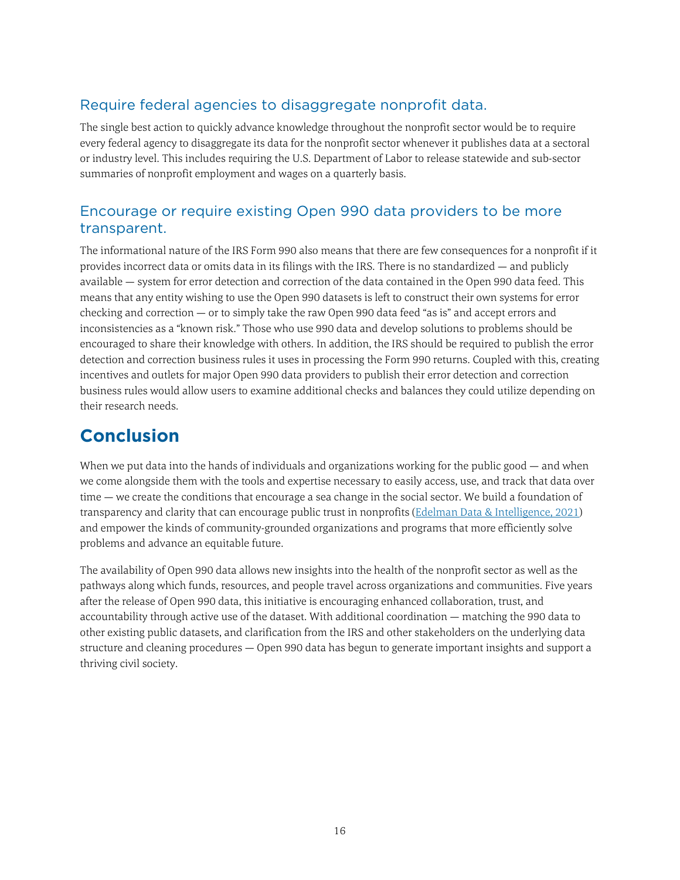### Require federal agencies to disaggregate nonprofit data.

The single best action to quickly advance knowledge throughout the nonprofit sector would be to require every federal agency to disaggregate its data for the nonprofit sector whenever it publishes data at a sectoral or industry level. This includes requiring the U.S. Department of Labor to release statewide and sub-sector summaries of nonprofit employment and wages on a quarterly basis.

### Encourage or require existing Open 990 data providers to be more transparent.

The informational nature of the IRS Form 990 also means that there are few consequences for a nonprofit if it provides incorrect data or omits data in its filings with the IRS. There is no standardized — and publicly available — system for error detection and correction of the data contained in the Open 990 data feed. This means that any entity wishing to use the Open 990 datasets is left to construct their own systems for error checking and correction — or to simply take the raw Open 990 data feed "as is" and accept errors and inconsistencies as a "known risk." Those who use 990 data and develop solutions to problems should be encouraged to share their knowledge with others. In addition, the IRS should be required to publish the error detection and correction business rules it uses in processing the Form 990 returns. Coupled with this, creating incentives and outlets for major Open 990 data providers to publish their error detection and correction business rules would allow users to examine additional checks and balances they could utilize depending on their research needs.

## Conclusion

When we put data into the hands of individuals and organizations working for the public good — and when we come alongside them with the tools and expertise necessary to easily access, use, and track that data over time — we create the conditions that encourage a sea change in the social sector. We build a foundation of transparency and clarity that can encourage public trust in nonprofits (Edelman Data & Intelligence, 2021) and empower the kinds of community-grounded organizations and programs that more efficiently solve problems and advance an equitable future.

The availability of Open 990 data allows new insights into the health of the nonprofit sector as well as the pathways along which funds, resources, and people travel across organizations and communities. Five years after the release of Open 990 data, this initiative is encouraging enhanced collaboration, trust, and accountability through active use of the dataset. With additional coordination — matching the 990 data to other existing public datasets, and clarification from the IRS and other stakeholders on the underlying data structure and cleaning procedures — Open 990 data has begun to generate important insights and support a thriving civil society.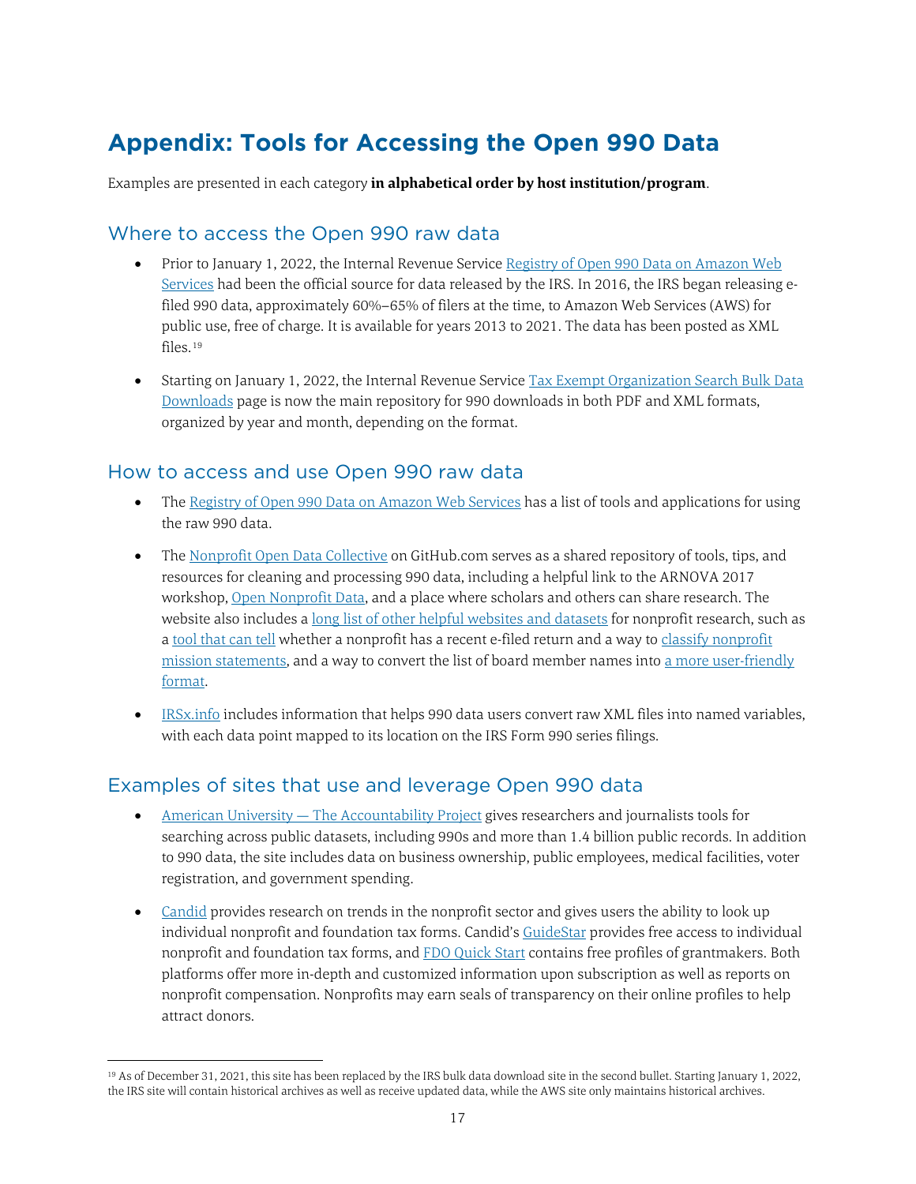# Appendix: Tools for Accessing the Open 990 Data

Examples are presented in each category **in alphabetical order by host institution/program**.

## Where to access the Open 990 raw data

- Prior to January 1, 2022, the Internal Revenue Service Registry of Open 990 Data on Amazon Web Services had been the official source for data released by the IRS. In 2016, the IRS began releasing e-filed 990 data, approximately 60%–65% of filers at the time, to Amazon Web Services (AWS) for public use, free of charge. It is available for years 2013 to 2021. The data has been posted as XML files.[19]
- Starting on January 1, 2022, the Internal Revenue Service Tax Exempt Organization Search Bulk Data Downloads page is now the main repository for 990 downloads in both PDF and XML formats, organized by year and month, depending on the format.

## How to access and use Open 990 raw data

- The Registry of Open 990 Data on Amazon Web Services has a list of tools and applications for using the raw 990 data.
- The Nonprofit Open Data Collective on GitHub.com serves as a shared repository of tools, tips, and resources for cleaning and processing 990 data, including a helpful link to the ARNOVA 2017 workshop, Open Nonprofit Data, and a place where scholars and others can share research. The website also includes a long list of other helpful websites and datasets for nonprofit research, such as a tool that can tell whether a nonprofit has a recent e-filed return and a way to classify nonprofit mission statements, and a way to convert the list of board member names into a more user-friendly format.
- IRSx.info includes information that helps 990 data users convert raw XML files into named variables, with each data point mapped to its location on the IRS Form 990 series filings.

## Examples of sites that use and leverage Open 990 data

- American University — The Accountability Project gives researchers and journalists tools for searching across public datasets, including 990s and more than 1.4 billion public records. In addition to 990 data, the site includes data on business ownership, public employees, medical facilities, voter registration, and government spending.
- Candid provides research on trends in the nonprofit sector and gives users the ability to look up individual nonprofit and foundation tax forms. Candid's GuideStar provides free access to individual nonprofit and foundation tax forms, and FDO Quick Start contains free profiles of grantmakers. Both platforms offer more in-depth and customized information upon subscription as well as reports on nonprofit compensation. Nonprofits may earn seals of transparency on their online profiles to help attract donors.

---

[19] As of December 31, 2021, this site has been replaced by the IRS bulk data download site in the second bullet. Starting January 1, 2022, the IRS site will contain historical archives as well as receive updated data, while the AWS site only maintains historical archives.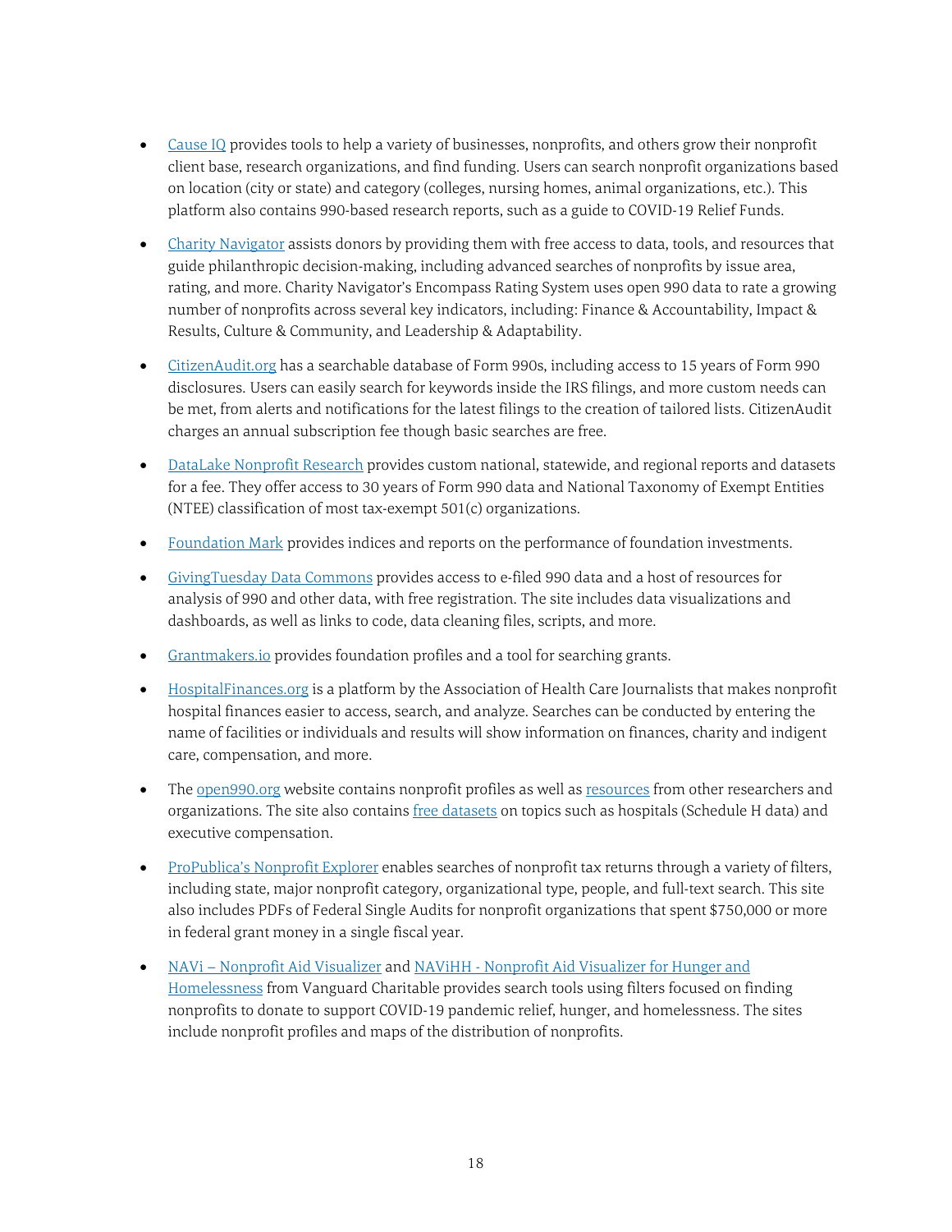- Cause IQ provides tools to help a variety of businesses, nonprofits, and others grow their nonprofit client base, research organizations, and find funding. Users can search nonprofit organizations based on location (city or state) and category (colleges, nursing homes, animal organizations, etc.). This platform also contains 990-based research reports, such as a guide to COVID-19 Relief Funds.

- Charity Navigator assists donors by providing them with free access to data, tools, and resources that guide philanthropic decision-making, including advanced searches of nonprofits by issue area, rating, and more. Charity Navigator's Encompass Rating System uses open 990 data to rate a growing number of nonprofits across several key indicators, including: Finance & Accountability, Impact & Results, Culture & Community, and Leadership & Adaptability.

- CitizenAudit.org has a searchable database of Form 990s, including access to 15 years of Form 990 disclosures. Users can easily search for keywords inside the IRS filings, and more custom needs can be met, from alerts and notifications for the latest filings to the creation of tailored lists. CitizenAudit charges an annual subscription fee though basic searches are free.

- DataLake Nonprofit Research provides custom national, statewide, and regional reports and datasets for a fee. They offer access to 30 years of Form 990 data and National Taxonomy of Exempt Entities (NTEE) classification of most tax-exempt 501(c) organizations.

- Foundation Mark provides indices and reports on the performance of foundation investments.

- GivingTuesday Data Commons provides access to e-filed 990 data and a host of resources for analysis of 990 and other data, with free registration. The site includes data visualizations and dashboards, as well as links to code, data cleaning files, scripts, and more.

- Grantmakers.io provides foundation profiles and a tool for searching grants.

- HospitalFinances.org is a platform by the Association of Health Care Journalists that makes nonprofit hospital finances easier to access, search, and analyze. Searches can be conducted by entering the name of facilities or individuals and results will show information on finances, charity and indigent care, compensation, and more.

- The open990.org website contains nonprofit profiles as well as resources from other researchers and organizations. The site also contains free datasets on topics such as hospitals (Schedule H data) and executive compensation.

- ProPublica's Nonprofit Explorer enables searches of nonprofit tax returns through a variety of filters, including state, major nonprofit category, organizational type, people, and full-text search. This site also includes PDFs of Federal Single Audits for nonprofit organizations that spent $750,000 or more in federal grant money in a single fiscal year.

- NAVi – Nonprofit Aid Visualizer and NAViHH - Nonprofit Aid Visualizer for Hunger and Homelessness from Vanguard Charitable provides search tools using filters focused on finding nonprofits to donate to support COVID-19 pandemic relief, hunger, and homelessness. The sites include nonprofit profiles and maps of the distribution of nonprofits.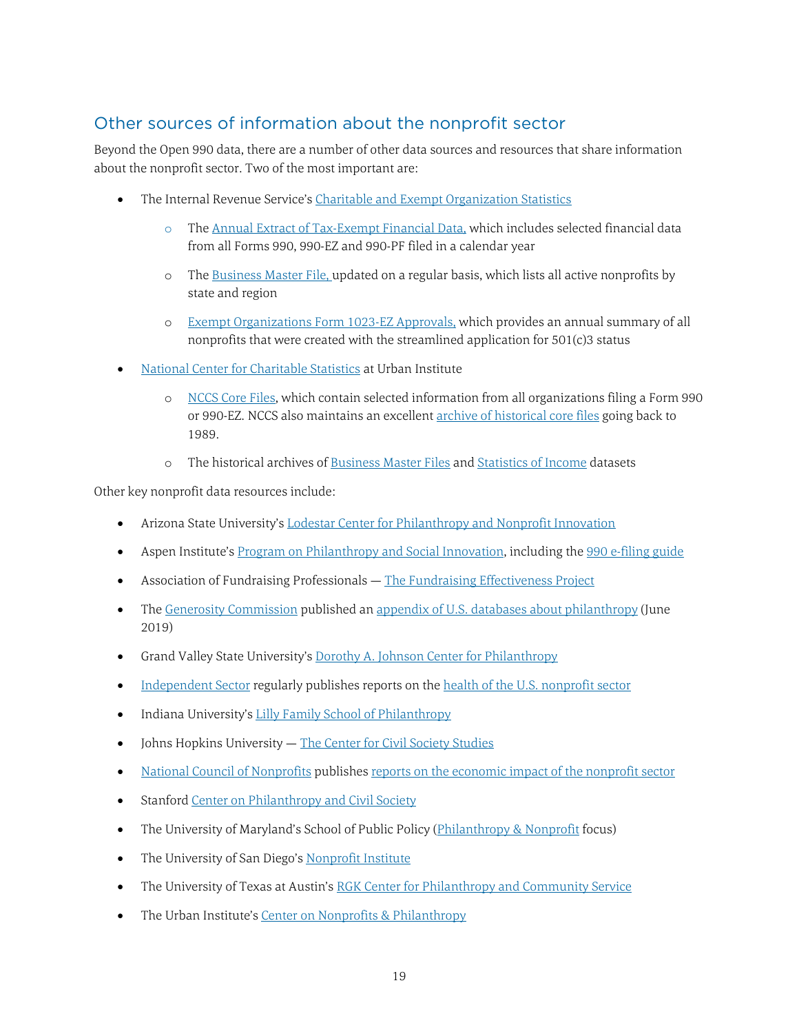## Other sources of information about the nonprofit sector

Beyond the Open 990 data, there are a number of other data sources and resources that share information about the nonprofit sector. Two of the most important are:

- The Internal Revenue Service's Charitable and Exempt Organization Statistics
  - The Annual Extract of Tax-Exempt Financial Data, which includes selected financial data from all Forms 990, 990-EZ and 990-PF filed in a calendar year
  - The Business Master File, updated on a regular basis, which lists all active nonprofits by state and region
  - Exempt Organizations Form 1023-EZ Approvals, which provides an annual summary of all nonprofits that were created with the streamlined application for 501(c)3 status
- National Center for Charitable Statistics at Urban Institute
  - NCCS Core Files, which contain selected information from all organizations filing a Form 990 or 990-EZ. NCCS also maintains an excellent archive of historical core files going back to 1989.
  - The historical archives of Business Master Files and Statistics of Income datasets

Other key nonprofit data resources include:

- Arizona State University's Lodestar Center for Philanthropy and Nonprofit Innovation
- Aspen Institute's Program on Philanthropy and Social Innovation, including the 990 e-filing guide
- Association of Fundraising Professionals — The Fundraising Effectiveness Project
- The Generosity Commission published an appendix of U.S. databases about philanthropy (June 2019)
- Grand Valley State University's Dorothy A. Johnson Center for Philanthropy
- Independent Sector regularly publishes reports on the health of the U.S. nonprofit sector
- Indiana University's Lilly Family School of Philanthropy
- Johns Hopkins University — The Center for Civil Society Studies
- National Council of Nonprofits publishes reports on the economic impact of the nonprofit sector
- Stanford Center on Philanthropy and Civil Society
- The University of Maryland's School of Public Policy (Philanthropy & Nonprofit focus)
- The University of San Diego's Nonprofit Institute
- The University of Texas at Austin's RGK Center for Philanthropy and Community Service
- The Urban Institute's Center on Nonprofits & Philanthropy